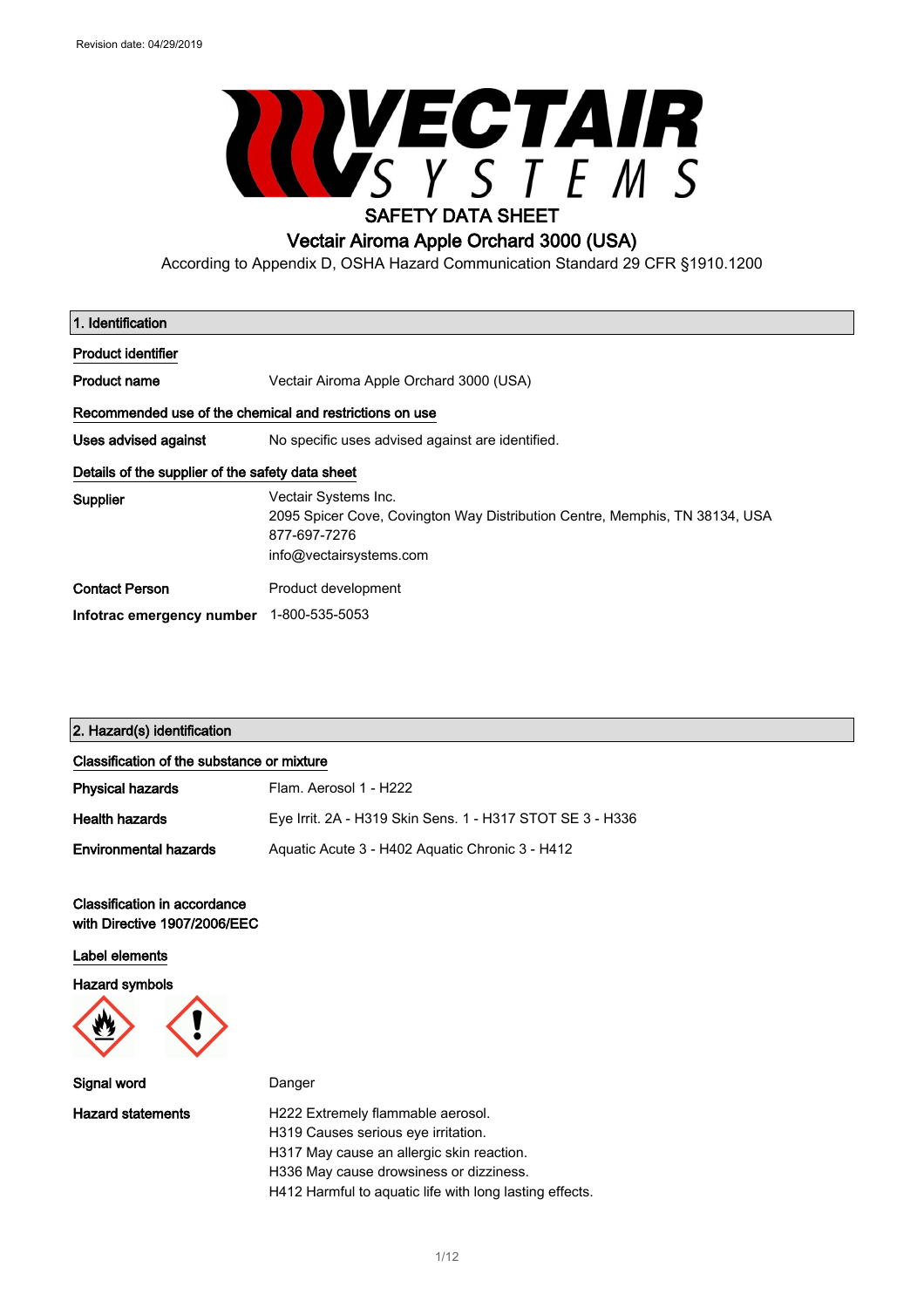Revision date: 04/29/2019

# SAFETY DATA SHEET

## Vectair Airoma Apple Orchard 3000 (USA)

According to Appendix D, OSHA Hazard Communication Standard 29 CFR §1910.1200

### 1. Identification

**Product identifier**

| | |
|---|---|
| **Product name** | Vectair Airoma Apple Orchard 3000 (USA) |

**Recommended use of the chemical and restrictions on use**

| | |
|---|---|
| **Uses advised against** | No specific uses advised against are identified. |

**Details of the supplier of the safety data sheet**

| | |
|---|---|
| **Supplier** | Vectair Systems Inc.<br>2095 Spicer Cove, Covington Way Distribution Centre, Memphis, TN 38134, USA<br>877-697-7276<br>info@vectairsystems.com |
| **Contact Person** | Product development |
| **Infotrac emergency number** | 1-800-535-5053 |

### 2. Hazard(s) identification

**Classification of the substance or mixture**

| | |
|---|---|
| **Physical hazards** | Flam. Aerosol 1 - H222 |
| **Health hazards** | Eye Irrit. 2A - H319 Skin Sens. 1 - H317 STOT SE 3 - H336 |
| **Environmental hazards** | Aquatic Acute 3 - H402 Aquatic Chronic 3 - H412 |

**Classification in accordance with Directive 1907/2006/EEC**

**Label elements**

**Hazard symbols**

| | |
|---|---|
| **Signal word** | Danger |
| **Hazard statements** | H222 Extremely flammable aerosol.<br>H319 Causes serious eye irritation.<br>H317 May cause an allergic skin reaction.<br>H336 May cause drowsiness or dizziness.<br>H412 Harmful to aquatic life with long lasting effects. |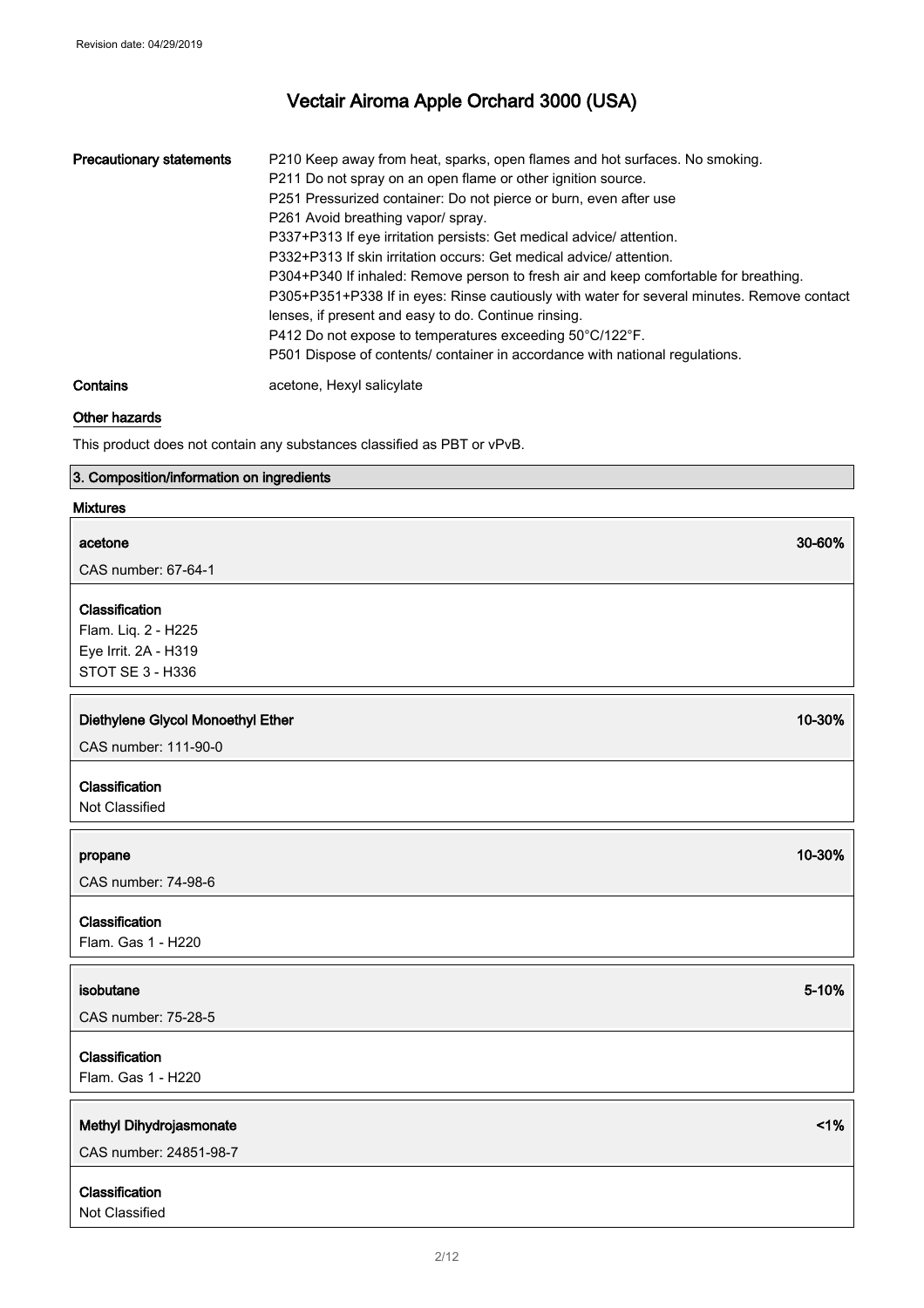| | |
|---|---|
| **Precautionary statements** | P210 Keep away from heat, sparks, open flames and hot surfaces. No smoking.<br>P211 Do not spray on an open flame or other ignition source.<br>P251 Pressurized container: Do not pierce or burn, even after use<br>P261 Avoid breathing vapor/ spray.<br>P337+P313 If eye irritation persists: Get medical advice/ attention.<br>P332+P313 If skin irritation occurs: Get medical advice/ attention.<br>P304+P340 If inhaled: Remove person to fresh air and keep comfortable for breathing.<br>P305+P351+P338 If in eyes: Rinse cautiously with water for several minutes. Remove contact lenses, if present and easy to do. Continue rinsing.<br>P412 Do not expose to temperatures exceeding 50°C/122°F.<br>P501 Dispose of contents/ container in accordance with national regulations. |
| **Contains** | acetone, Hexyl salicylate |

**Other hazards**

This product does not contain any substances classified as PBT or vPvB.

## 3. Composition/information on ingredients

**Mixtures**

**acetone** 30-60%

CAS number: 67-64-1

**Classification**

Flam. Liq. 2 - H225
Eye Irrit. 2A - H319
STOT SE 3 - H336

**Diethylene Glycol Monoethyl Ether** 10-30%

CAS number: 111-90-0

**Classification**

Not Classified

**propane** 10-30%

CAS number: 74-98-6

**Classification**

Flam. Gas 1 - H220

**isobutane** 5-10%

CAS number: 75-28-5

**Classification**

Flam. Gas 1 - H220

**Methyl Dihydrojasmonate** <1%

CAS number: 24851-98-7

**Classification**

Not Classified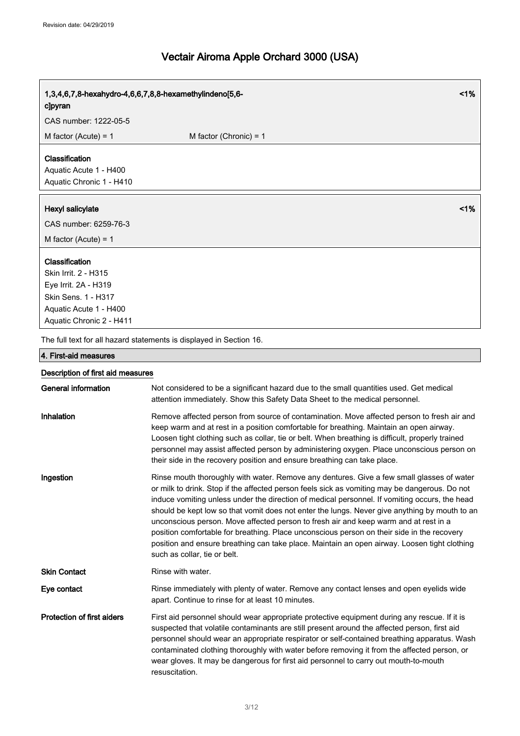Revision date: 04/29/2019

# Vectair Airoma Apple Orchard 3000 (USA)

| | |
|---|---|
| **1,3,4,6,7,8-hexahydro-4,6,6,7,8,8-hexamethylindeno[5,6-c]pyran** | **<1%** |
| CAS number: 1222-05-5 | |
| M factor (Acute) = 1 | M factor (Chronic) = 1 |

**Classification**
Aquatic Acute 1 - H400
Aquatic Chronic 1 - H410

| | |
|---|---|
| **Hexyl salicylate** | **<1%** |
| CAS number: 6259-76-3 | |
| M factor (Acute) = 1 | |

**Classification**
Skin Irrit. 2 - H315
Eye Irrit. 2A - H319
Skin Sens. 1 - H317
Aquatic Acute 1 - H400
Aquatic Chronic 2 - H411

The full text for all hazard statements is displayed in Section 16.

## 4. First-aid measures

### Description of first aid measures

**General information** Not considered to be a significant hazard due to the small quantities used. Get medical attention immediately. Show this Safety Data Sheet to the medical personnel.

**Inhalation** Remove affected person from source of contamination. Move affected person to fresh air and keep warm and at rest in a position comfortable for breathing. Maintain an open airway. Loosen tight clothing such as collar, tie or belt. When breathing is difficult, properly trained personnel may assist affected person by administering oxygen. Place unconscious person on their side in the recovery position and ensure breathing can take place.

**Ingestion** Rinse mouth thoroughly with water. Remove any dentures. Give a few small glasses of water or milk to drink. Stop if the affected person feels sick as vomiting may be dangerous. Do not induce vomiting unless under the direction of medical personnel. If vomiting occurs, the head should be kept low so that vomit does not enter the lungs. Never give anything by mouth to an unconscious person. Move affected person to fresh air and keep warm and at rest in a position comfortable for breathing. Place unconscious person on their side in the recovery position and ensure breathing can take place. Maintain an open airway. Loosen tight clothing such as collar, tie or belt.

**Skin Contact** Rinse with water.

**Eye contact** Rinse immediately with plenty of water. Remove any contact lenses and open eyelids wide apart. Continue to rinse for at least 10 minutes.

**Protection of first aiders** First aid personnel should wear appropriate protective equipment during any rescue. If it is suspected that volatile contaminants are still present around the affected person, first aid personnel should wear an appropriate respirator or self-contained breathing apparatus. Wash contaminated clothing thoroughly with water before removing it from the affected person, or wear gloves. It may be dangerous for first aid personnel to carry out mouth-to-mouth resuscitation.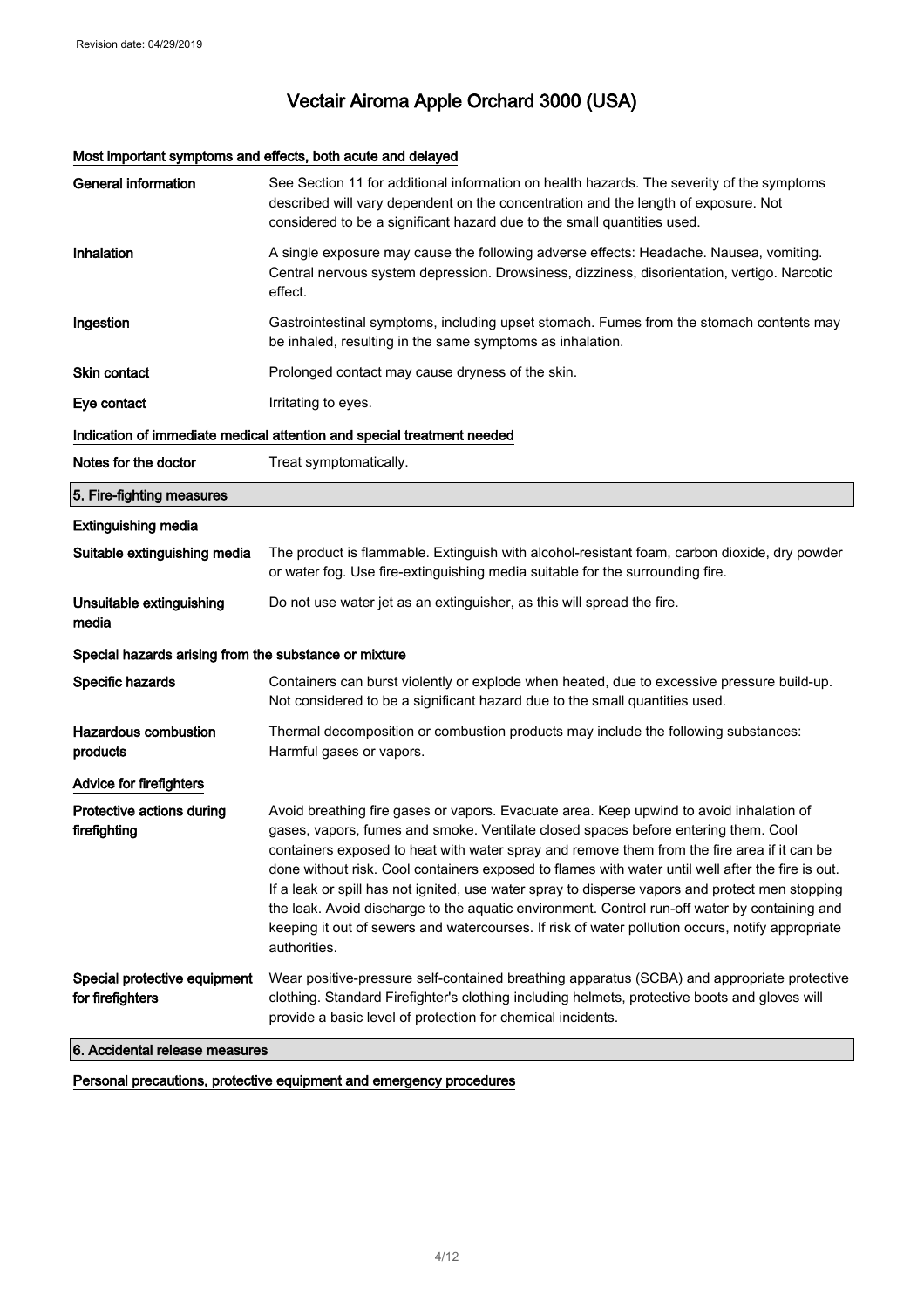### Most important symptoms and effects, both acute and delayed

| | |
|---|---|
| **General information** | See Section 11 for additional information on health hazards. The severity of the symptoms described will vary dependent on the concentration and the length of exposure. Not considered to be a significant hazard due to the small quantities used. |
| **Inhalation** | A single exposure may cause the following adverse effects: Headache. Nausea, vomiting. Central nervous system depression. Drowsiness, dizziness, disorientation, vertigo. Narcotic effect. |
| **Ingestion** | Gastrointestinal symptoms, including upset stomach. Fumes from the stomach contents may be inhaled, resulting in the same symptoms as inhalation. |
| **Skin contact** | Prolonged contact may cause dryness of the skin. |
| **Eye contact** | Irritating to eyes. |

### Indication of immediate medical attention and special treatment needed

| | |
|---|---|
| **Notes for the doctor** | Treat symptomatically. |

## 5. Fire-fighting measures

### Extinguishing media

| | |
|---|---|
| **Suitable extinguishing media** | The product is flammable. Extinguish with alcohol-resistant foam, carbon dioxide, dry powder or water fog. Use fire-extinguishing media suitable for the surrounding fire. |
| **Unsuitable extinguishing media** | Do not use water jet as an extinguisher, as this will spread the fire. |

### Special hazards arising from the substance or mixture

| | |
|---|---|
| **Specific hazards** | Containers can burst violently or explode when heated, due to excessive pressure build-up. Not considered to be a significant hazard due to the small quantities used. |
| **Hazardous combustion products** | Thermal decomposition or combustion products may include the following substances: Harmful gases or vapors. |

### Advice for firefighters

| | |
|---|---|
| **Protective actions during firefighting** | Avoid breathing fire gases or vapors. Evacuate area. Keep upwind to avoid inhalation of gases, vapors, fumes and smoke. Ventilate closed spaces before entering them. Cool containers exposed to heat with water spray and remove them from the fire area if it can be done without risk. Cool containers exposed to flames with water until well after the fire is out. If a leak or spill has not ignited, use water spray to disperse vapors and protect men stopping the leak. Avoid discharge to the aquatic environment. Control run-off water by containing and keeping it out of sewers and watercourses. If risk of water pollution occurs, notify appropriate authorities. |
| **Special protective equipment for firefighters** | Wear positive-pressure self-contained breathing apparatus (SCBA) and appropriate protective clothing. Standard Firefighter's clothing including helmets, protective boots and gloves will provide a basic level of protection for chemical incidents. |

## 6. Accidental release measures

### Personal precautions, protective equipment and emergency procedures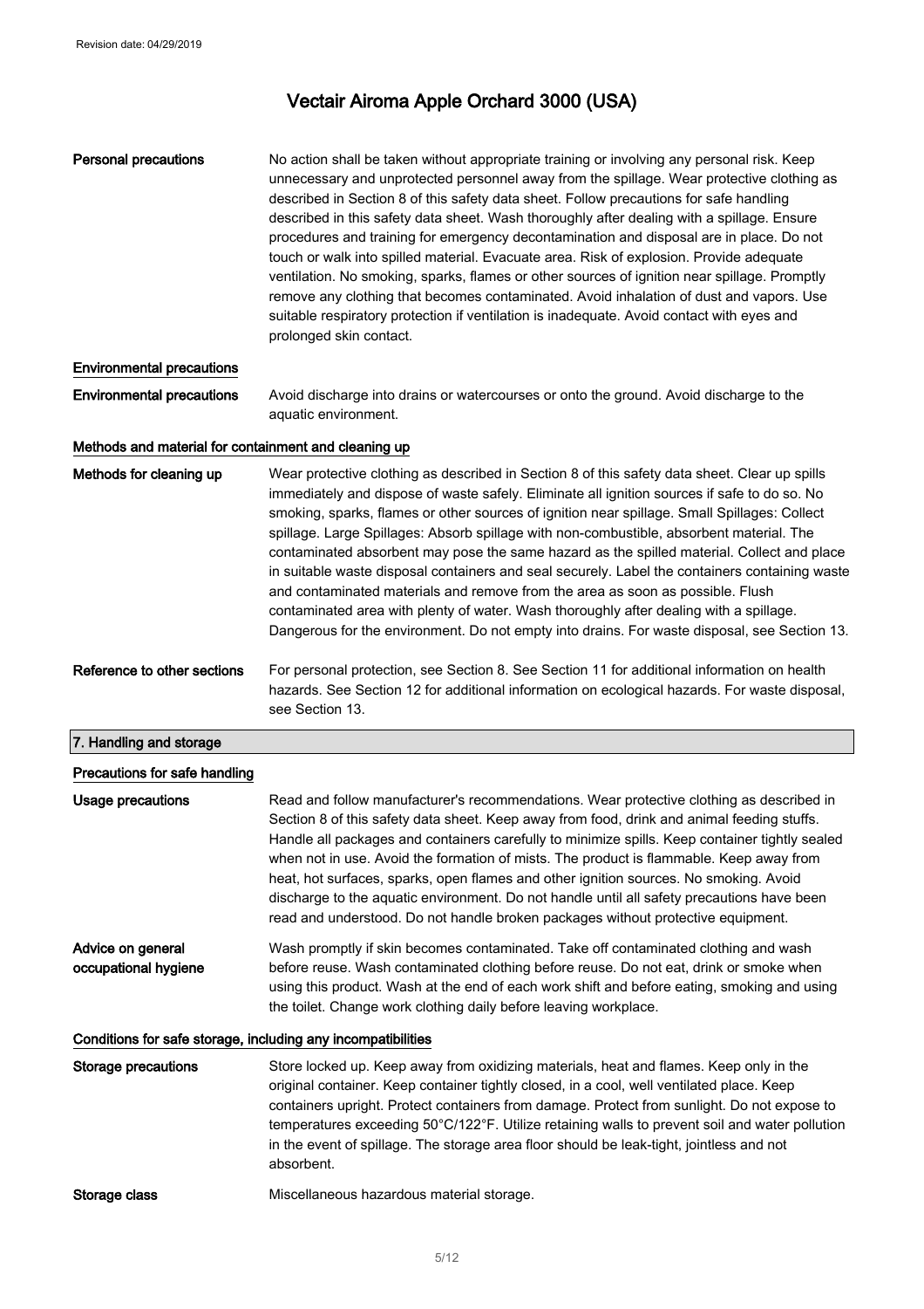**Personal precautions**

No action shall be taken without appropriate training or involving any personal risk. Keep unnecessary and unprotected personnel away from the spillage. Wear protective clothing as described in Section 8 of this safety data sheet. Follow precautions for safe handling described in this safety data sheet. Wash thoroughly after dealing with a spillage. Ensure procedures and training for emergency decontamination and disposal are in place. Do not touch or walk into spilled material. Evacuate area. Risk of explosion. Provide adequate ventilation. No smoking, sparks, flames or other sources of ignition near spillage. Promptly remove any clothing that becomes contaminated. Avoid inhalation of dust and vapors. Use suitable respiratory protection if ventilation is inadequate. Avoid contact with eyes and prolonged skin contact.

**Environmental precautions**

**Environmental precautions**

Avoid discharge into drains or watercourses or onto the ground. Avoid discharge to the aquatic environment.

**Methods and material for containment and cleaning up**

**Methods for cleaning up**

Wear protective clothing as described in Section 8 of this safety data sheet. Clear up spills immediately and dispose of waste safely. Eliminate all ignition sources if safe to do so. No smoking, sparks, flames or other sources of ignition near spillage. Small Spillages: Collect spillage. Large Spillages: Absorb spillage with non-combustible, absorbent material. The contaminated absorbent may pose the same hazard as the spilled material. Collect and place in suitable waste disposal containers and seal securely. Label the containers containing waste and contaminated materials and remove from the area as soon as possible. Flush contaminated area with plenty of water. Wash thoroughly after dealing with a spillage. Dangerous for the environment. Do not empty into drains. For waste disposal, see Section 13.

**Reference to other sections**

For personal protection, see Section 8. See Section 11 for additional information on health hazards. See Section 12 for additional information on ecological hazards. For waste disposal, see Section 13.

## 7. Handling and storage

**Precautions for safe handling**

**Usage precautions**

Read and follow manufacturer's recommendations. Wear protective clothing as described in Section 8 of this safety data sheet. Keep away from food, drink and animal feeding stuffs. Handle all packages and containers carefully to minimize spills. Keep container tightly sealed when not in use. Avoid the formation of mists. The product is flammable. Keep away from heat, hot surfaces, sparks, open flames and other ignition sources. No smoking. Avoid discharge to the aquatic environment. Do not handle until all safety precautions have been read and understood. Do not handle broken packages without protective equipment.

**Advice on general occupational hygiene**

Wash promptly if skin becomes contaminated. Take off contaminated clothing and wash before reuse. Wash contaminated clothing before reuse. Do not eat, drink or smoke when using this product. Wash at the end of each work shift and before eating, smoking and using the toilet. Change work clothing daily before leaving workplace.

**Conditions for safe storage, including any incompatibilities**

**Storage precautions**

Store locked up. Keep away from oxidizing materials, heat and flames. Keep only in the original container. Keep container tightly closed, in a cool, well ventilated place. Keep containers upright. Protect containers from damage. Protect from sunlight. Do not expose to temperatures exceeding 50°C/122°F. Utilize retaining walls to prevent soil and water pollution in the event of spillage. The storage area floor should be leak-tight, jointless and not absorbent.

**Storage class**

Miscellaneous hazardous material storage.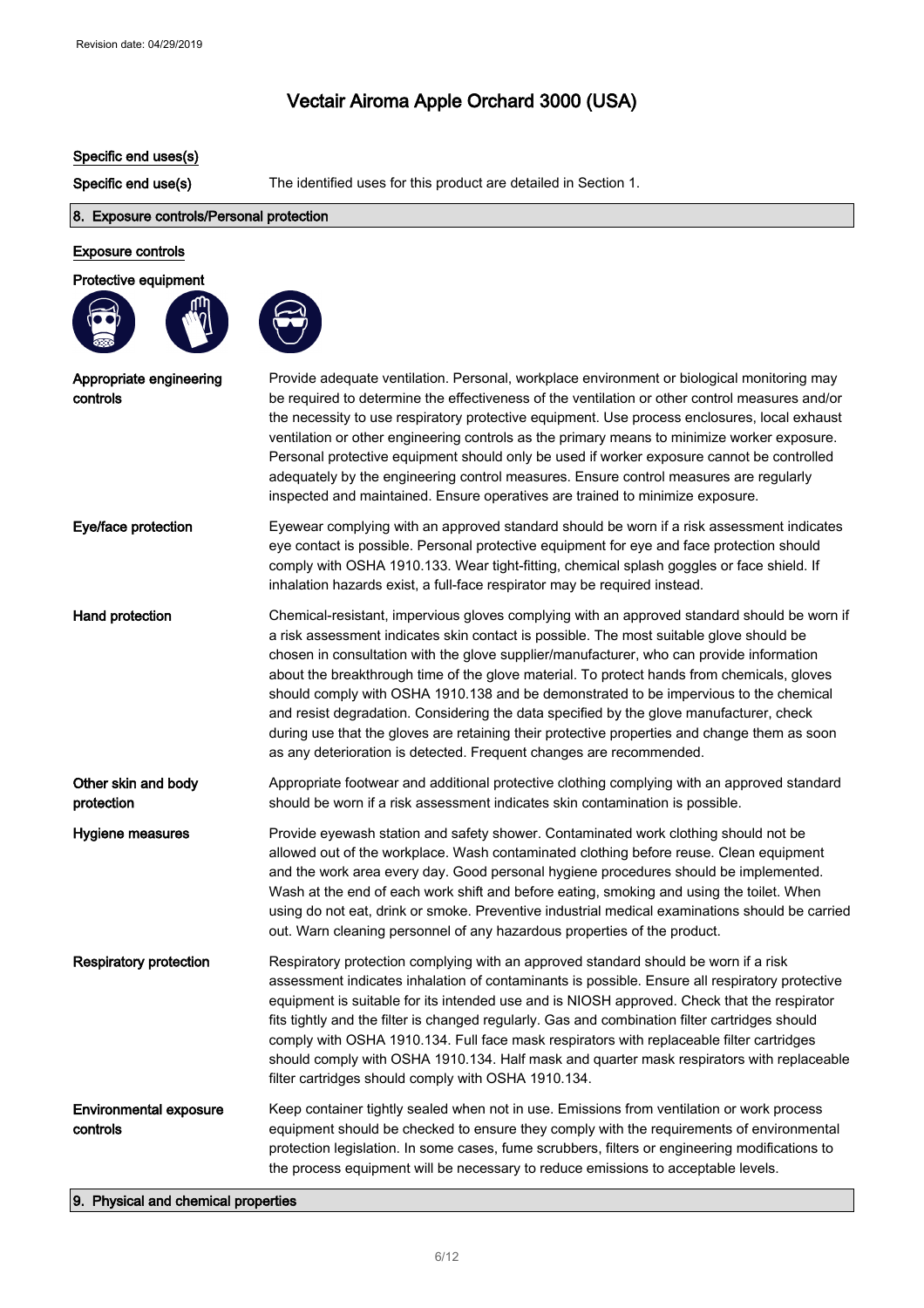Revision date: 04/29/2019

# Vectair Airoma Apple Orchard 3000 (USA)

### Specific end uses(s)

**Specific end use(s)** The identified uses for this product are detailed in Section 1.

## 8. Exposure controls/Personal protection

### Exposure controls

**Protective equipment**

**Appropriate engineering controls**
Provide adequate ventilation. Personal, workplace environment or biological monitoring may be required to determine the effectiveness of the ventilation or other control measures and/or the necessity to use respiratory protective equipment. Use process enclosures, local exhaust ventilation or other engineering controls as the primary means to minimize worker exposure. Personal protective equipment should only be used if worker exposure cannot be controlled adequately by the engineering control measures. Ensure control measures are regularly inspected and maintained. Ensure operatives are trained to minimize exposure.

**Eye/face protection**
Eyewear complying with an approved standard should be worn if a risk assessment indicates eye contact is possible. Personal protective equipment for eye and face protection should comply with OSHA 1910.133. Wear tight-fitting, chemical splash goggles or face shield. If inhalation hazards exist, a full-face respirator may be required instead.

**Hand protection**
Chemical-resistant, impervious gloves complying with an approved standard should be worn if a risk assessment indicates skin contact is possible. The most suitable glove should be chosen in consultation with the glove supplier/manufacturer, who can provide information about the breakthrough time of the glove material. To protect hands from chemicals, gloves should comply with OSHA 1910.138 and be demonstrated to be impervious to the chemical and resist degradation. Considering the data specified by the glove manufacturer, check during use that the gloves are retaining their protective properties and change them as soon as any deterioration is detected. Frequent changes are recommended.

**Other skin and body protection**
Appropriate footwear and additional protective clothing complying with an approved standard should be worn if a risk assessment indicates skin contamination is possible.

**Hygiene measures**
Provide eyewash station and safety shower. Contaminated work clothing should not be allowed out of the workplace. Wash contaminated clothing before reuse. Clean equipment and the work area every day. Good personal hygiene procedures should be implemented. Wash at the end of each work shift and before eating, smoking and using the toilet. When using do not eat, drink or smoke. Preventive industrial medical examinations should be carried out. Warn cleaning personnel of any hazardous properties of the product.

**Respiratory protection**
Respiratory protection complying with an approved standard should be worn if a risk assessment indicates inhalation of contaminants is possible. Ensure all respiratory protective equipment is suitable for its intended use and is NIOSH approved. Check that the respirator fits tightly and the filter is changed regularly. Gas and combination filter cartridges should comply with OSHA 1910.134. Full face mask respirators with replaceable filter cartridges should comply with OSHA 1910.134. Half mask and quarter mask respirators with replaceable filter cartridges should comply with OSHA 1910.134.

**Environmental exposure controls**
Keep container tightly sealed when not in use. Emissions from ventilation or work process equipment should be checked to ensure they comply with the requirements of environmental protection legislation. In some cases, fume scrubbers, filters or engineering modifications to the process equipment will be necessary to reduce emissions to acceptable levels.

## 9. Physical and chemical properties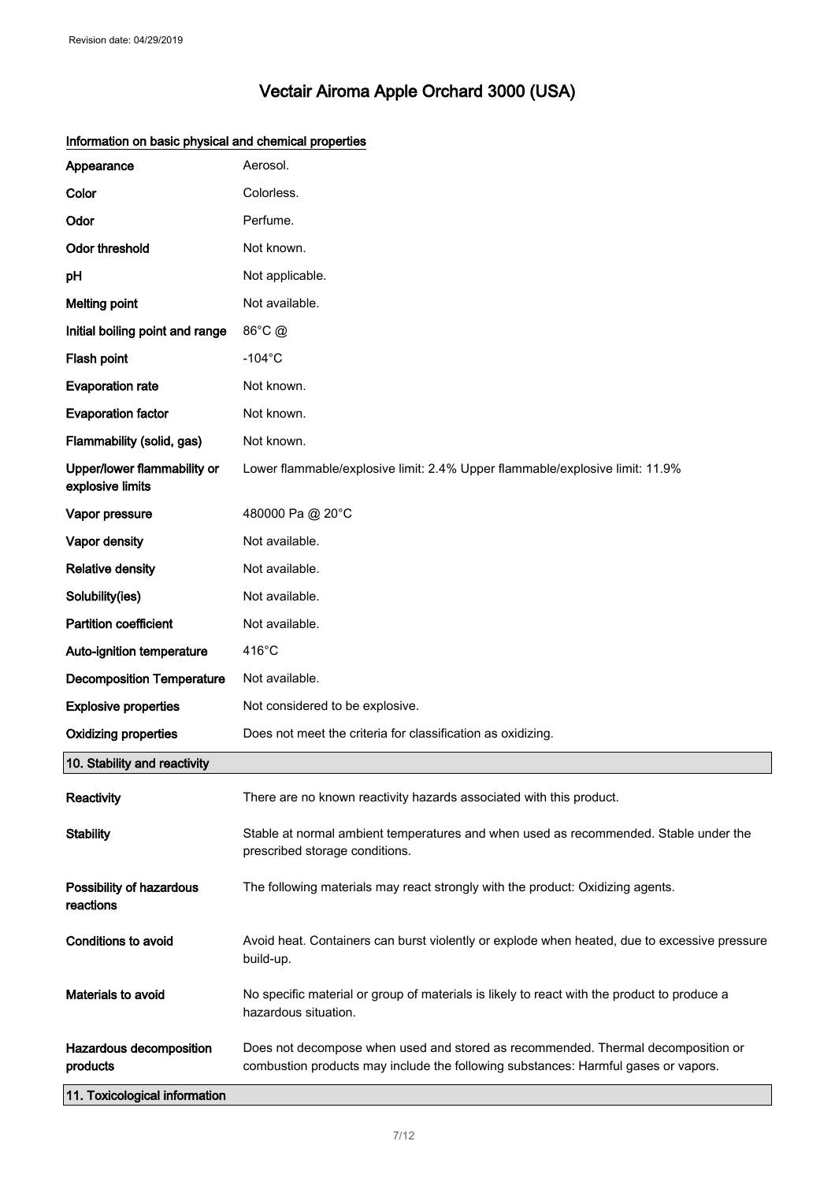## Information on basic physical and chemical properties

| | |
|---|---|
| Appearance | Aerosol. |
| Color | Colorless. |
| Odor | Perfume. |
| Odor threshold | Not known. |
| pH | Not applicable. |
| Melting point | Not available. |
| Initial boiling point and range | 86°C @ |
| Flash point | -104°C |
| Evaporation rate | Not known. |
| Evaporation factor | Not known. |
| Flammability (solid, gas) | Not known. |
| Upper/lower flammability or explosive limits | Lower flammable/explosive limit: 2.4% Upper flammable/explosive limit: 11.9% |
| Vapor pressure | 480000 Pa @ 20°C |
| Vapor density | Not available. |
| Relative density | Not available. |
| Solubility(ies) | Not available. |
| Partition coefficient | Not available. |
| Auto-ignition temperature | 416°C |
| Decomposition Temperature | Not available. |
| Explosive properties | Not considered to be explosive. |
| Oxidizing properties | Does not meet the criteria for classification as oxidizing. |

## 10. Stability and reactivity

| | |
|---|---|
| Reactivity | There are no known reactivity hazards associated with this product. |
| Stability | Stable at normal ambient temperatures and when used as recommended. Stable under the prescribed storage conditions. |
| Possibility of hazardous reactions | The following materials may react strongly with the product: Oxidizing agents. |
| Conditions to avoid | Avoid heat. Containers can burst violently or explode when heated, due to excessive pressure build-up. |
| Materials to avoid | No specific material or group of materials is likely to react with the product to produce a hazardous situation. |
| Hazardous decomposition products | Does not decompose when used and stored as recommended. Thermal decomposition or combustion products may include the following substances: Harmful gases or vapors. |

## 11. Toxicological information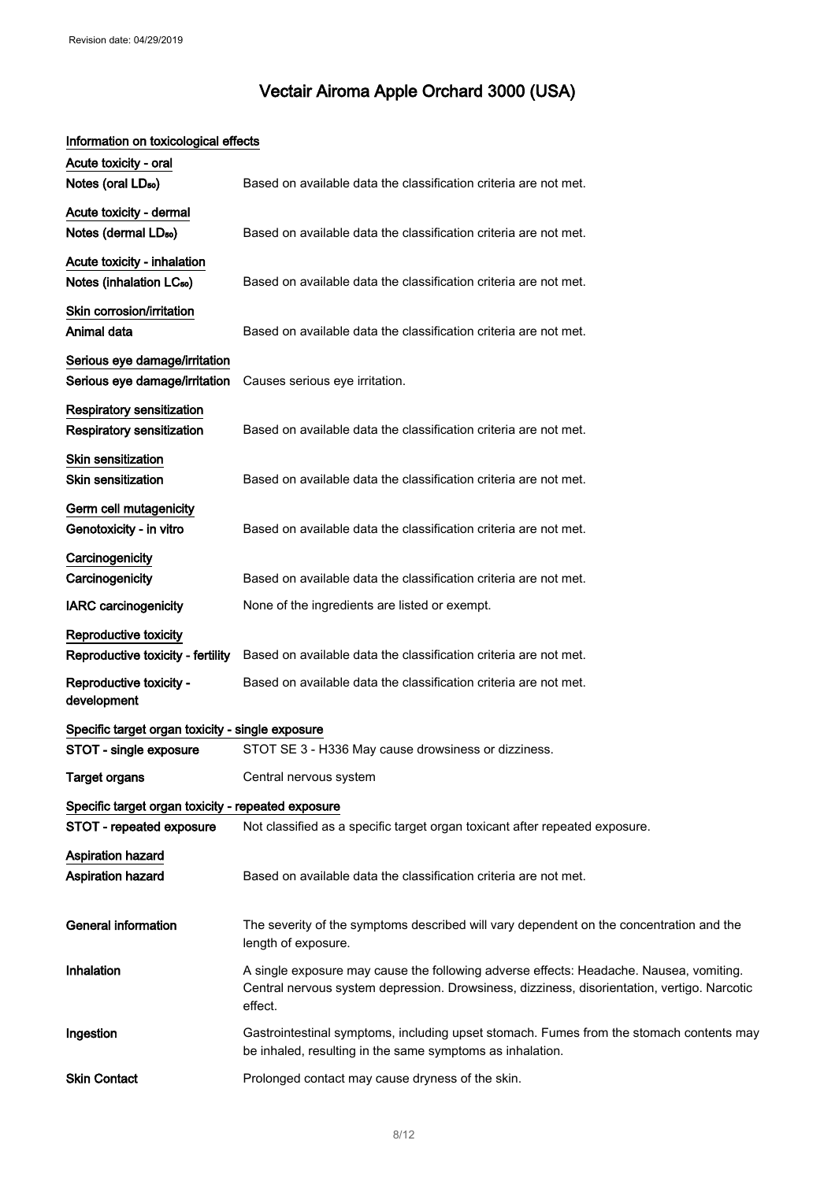Revision date: 04/29/2019

# Vectair Airoma Apple Orchard 3000 (USA)

## Information on toxicological effects

**Acute toxicity - oral**

**Notes (oral $LD_{50}$)** Based on available data the classification criteria are not met.

**Acute toxicity - dermal**

**Notes (dermal $LD_{50}$)** Based on available data the classification criteria are not met.

**Acute toxicity - inhalation**

**Notes (inhalation $LC_{50}$)** Based on available data the classification criteria are not met.

**Skin corrosion/irritation**

**Animal data** Based on available data the classification criteria are not met.

**Serious eye damage/irritation**

**Serious eye damage/irritation** Causes serious eye irritation.

**Respiratory sensitization**

**Respiratory sensitization** Based on available data the classification criteria are not met.

**Skin sensitization**

**Skin sensitization** Based on available data the classification criteria are not met.

**Germ cell mutagenicity**

**Genotoxicity - in vitro** Based on available data the classification criteria are not met.

**Carcinogenicity**

**Carcinogenicity** Based on available data the classification criteria are not met.

**IARC carcinogenicity** None of the ingredients are listed or exempt.

**Reproductive toxicity**

**Reproductive toxicity - fertility** Based on available data the classification criteria are not met.

**Reproductive toxicity - development** Based on available data the classification criteria are not met.

**Specific target organ toxicity - single exposure**

**STOT - single exposure** STOT SE 3 - H336 May cause drowsiness or dizziness.

**Target organs** Central nervous system

**Specific target organ toxicity - repeated exposure**

**STOT - repeated exposure** Not classified as a specific target organ toxicant after repeated exposure.

**Aspiration hazard**

**Aspiration hazard** Based on available data the classification criteria are not met.

**General information** The severity of the symptoms described will vary dependent on the concentration and the length of exposure.

**Inhalation** A single exposure may cause the following adverse effects: Headache. Nausea, vomiting. Central nervous system depression. Drowsiness, dizziness, disorientation, vertigo. Narcotic effect.

**Ingestion** Gastrointestinal symptoms, including upset stomach. Fumes from the stomach contents may be inhaled, resulting in the same symptoms as inhalation.

**Skin Contact** Prolonged contact may cause dryness of the skin.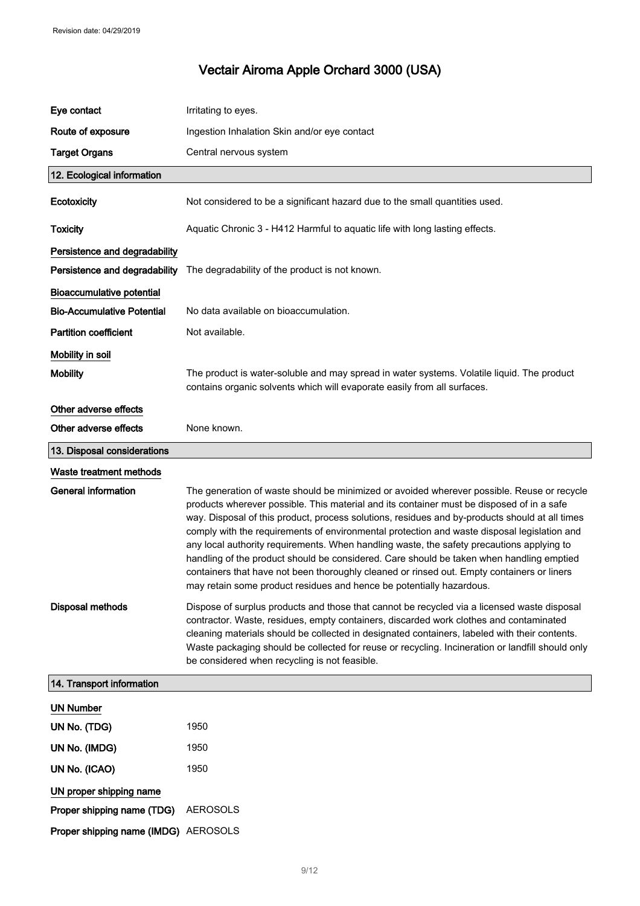| | |
|---|---|
| **Eye contact** | Irritating to eyes. |
| **Route of exposure** | Ingestion Inhalation Skin and/or eye contact |
| **Target Organs** | Central nervous system |

## 12. Ecological information

| | |
|---|---|
| **Ecotoxicity** | Not considered to be a significant hazard due to the small quantities used. |
| **Toxicity** | Aquatic Chronic 3 - H412 Harmful to aquatic life with long lasting effects. |

### Persistence and degradability

| | |
|---|---|
| **Persistence and degradability** | The degradability of the product is not known. |

### Bioaccumulative potential

| | |
|---|---|
| **Bio-Accumulative Potential** | No data available on bioaccumulation. |
| **Partition coefficient** | Not available. |

### Mobility in soil

| | |
|---|---|
| **Mobility** | The product is water-soluble and may spread in water systems. Volatile liquid. The product contains organic solvents which will evaporate easily from all surfaces. |

### Other adverse effects

| | |
|---|---|
| **Other adverse effects** | None known. |

## 13. Disposal considerations

### Waste treatment methods

| | |
|---|---|
| **General information** | The generation of waste should be minimized or avoided wherever possible. Reuse or recycle products wherever possible. This material and its container must be disposed of in a safe way. Disposal of this product, process solutions, residues and by-products should at all times comply with the requirements of environmental protection and waste disposal legislation and any local authority requirements. When handling waste, the safety precautions applying to handling of the product should be considered. Care should be taken when handling emptied containers that have not been thoroughly cleaned or rinsed out. Empty containers or liners may retain some product residues and hence be potentially hazardous. |
| **Disposal methods** | Dispose of surplus products and those that cannot be recycled via a licensed waste disposal contractor. Waste, residues, empty containers, discarded work clothes and contaminated cleaning materials should be collected in designated containers, labeled with their contents. Waste packaging should be collected for reuse or recycling. Incineration or landfill should only be considered when recycling is not feasible. |

## 14. Transport information

### UN Number

| | |
|---|---|
| **UN No. (TDG)** | 1950 |
| **UN No. (IMDG)** | 1950 |
| **UN No. (ICAO)** | 1950 |

### UN proper shipping name

| | |
|---|---|
| **Proper shipping name (TDG)** | AEROSOLS |
| **Proper shipping name (IMDG)** | AEROSOLS |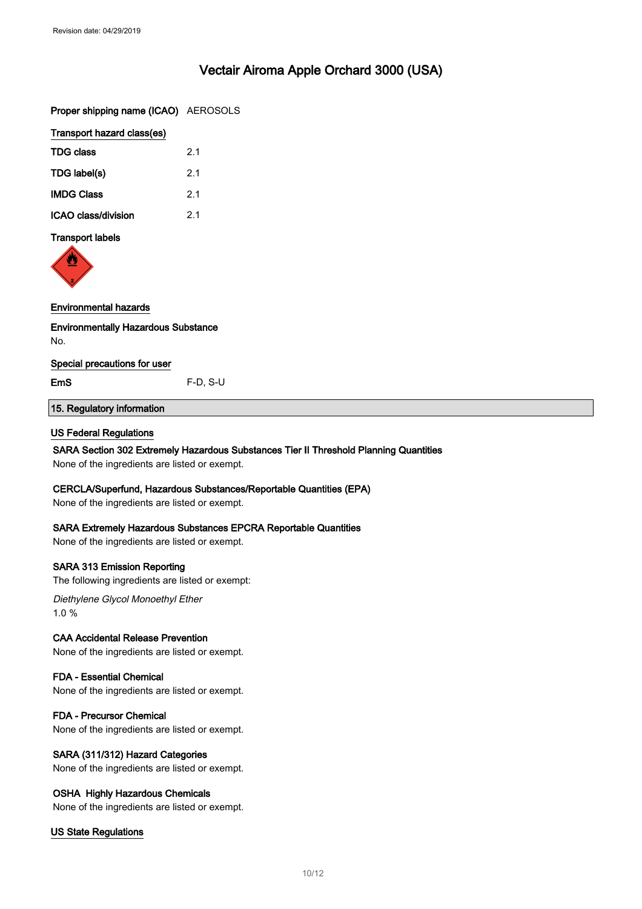Proper shipping name (ICAO) AEROSOLS

**Transport hazard class(es)**

| | |
|---|---|
| **TDG class** | 2.1 |
| **TDG label(s)** | 2.1 |
| **IMDG Class** | 2.1 |
| **ICAO class/division** | 2.1 |

**Transport labels**

**Environmental hazards**

**Environmentally Hazardous Substance**

No.

**Special precautions for user**

**EmS** F-D, S-U

## 15. Regulatory information

**US Federal Regulations**

**SARA Section 302 Extremely Hazardous Substances Tier II Threshold Planning Quantities**

None of the ingredients are listed or exempt.

**CERCLA/Superfund, Hazardous Substances/Reportable Quantities (EPA)**

None of the ingredients are listed or exempt.

**SARA Extremely Hazardous Substances EPCRA Reportable Quantities**

None of the ingredients are listed or exempt.

**SARA 313 Emission Reporting**

The following ingredients are listed or exempt:

*Diethylene Glycol Monoethyl Ether*

1.0 %

**CAA Accidental Release Prevention**

None of the ingredients are listed or exempt.

**FDA - Essential Chemical**

None of the ingredients are listed or exempt.

**FDA - Precursor Chemical**

None of the ingredients are listed or exempt.

**SARA (311/312) Hazard Categories**

None of the ingredients are listed or exempt.

**OSHA Highly Hazardous Chemicals**

None of the ingredients are listed or exempt.

**US State Regulations**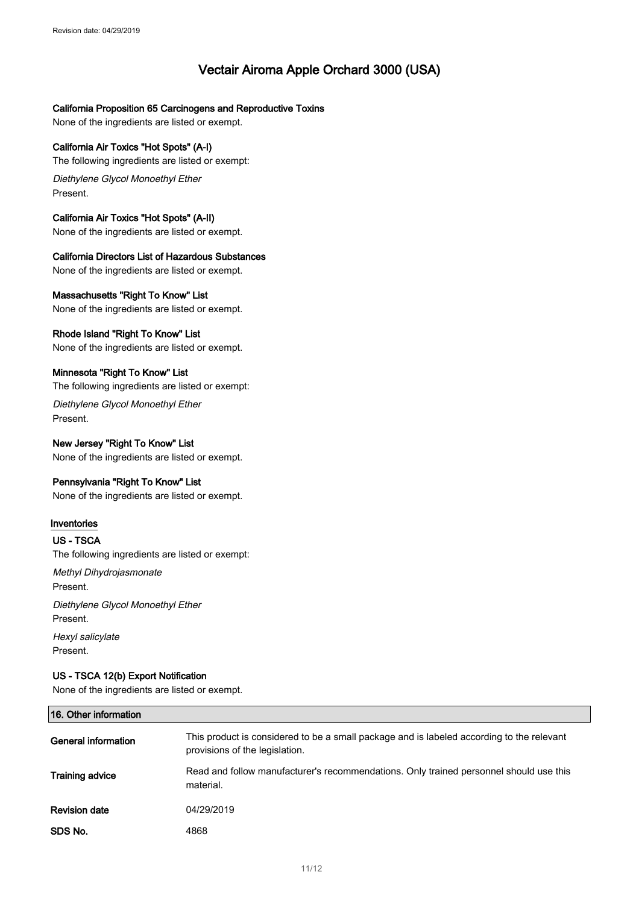#### California Proposition 65 Carcinogens and Reproductive Toxins

None of the ingredients are listed or exempt.

#### California Air Toxics "Hot Spots" (A-I)

The following ingredients are listed or exempt:

*Diethylene Glycol Monoethyl Ether*
Present.

#### California Air Toxics "Hot Spots" (A-II)

None of the ingredients are listed or exempt.

#### California Directors List of Hazardous Substances

None of the ingredients are listed or exempt.

#### Massachusetts "Right To Know" List

None of the ingredients are listed or exempt.

#### Rhode Island "Right To Know" List

None of the ingredients are listed or exempt.

#### Minnesota "Right To Know" List

The following ingredients are listed or exempt:

*Diethylene Glycol Monoethyl Ether*
Present.

#### New Jersey "Right To Know" List

None of the ingredients are listed or exempt.

#### Pennsylvania "Right To Know" List

None of the ingredients are listed or exempt.

### Inventories

#### US - TSCA

The following ingredients are listed or exempt:

*Methyl Dihydrojasmonate*
Present.

*Diethylene Glycol Monoethyl Ether*
Present.

*Hexyl salicylate*
Present.

#### US - TSCA 12(b) Export Notification

None of the ingredients are listed or exempt.

## 16. Other information

| | |
|---|---|
| **General information** | This product is considered to be a small package and is labeled according to the relevant provisions of the legislation. |
| **Training advice** | Read and follow manufacturer's recommendations. Only trained personnel should use this material. |
| **Revision date** | 04/29/2019 |
| **SDS No.** | 4868 |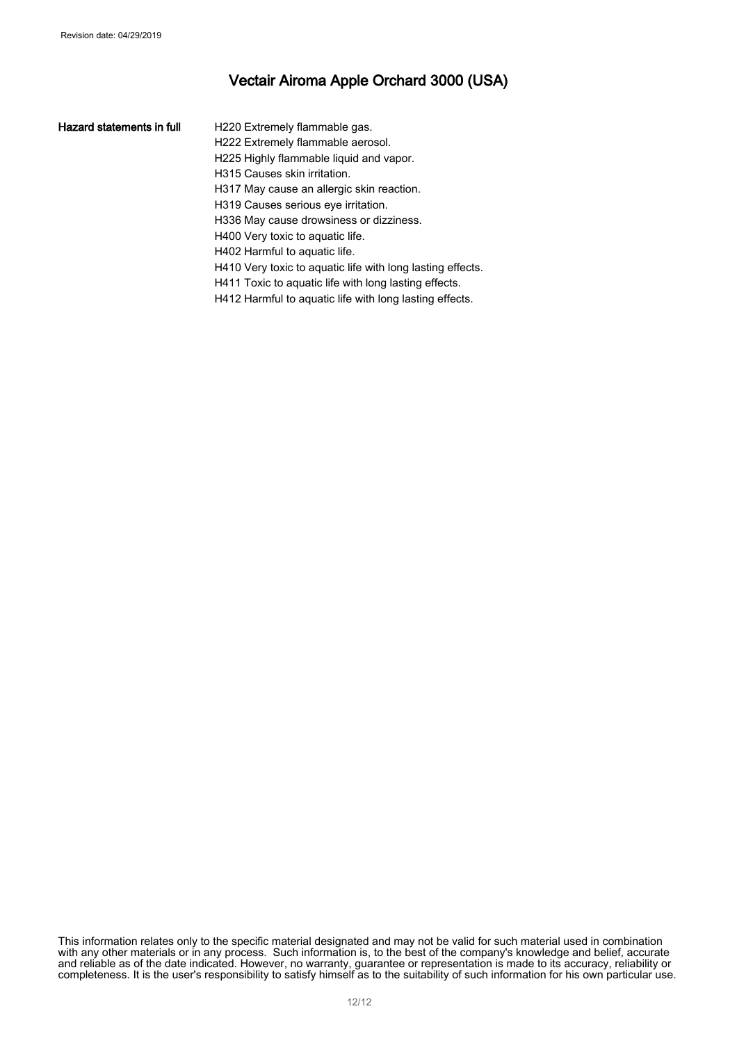**Hazard statements in full**

H220 Extremely flammable gas.
H222 Extremely flammable aerosol.
H225 Highly flammable liquid and vapor.
H315 Causes skin irritation.
H317 May cause an allergic skin reaction.
H319 Causes serious eye irritation.
H336 May cause drowsiness or dizziness.
H400 Very toxic to aquatic life.
H402 Harmful to aquatic life.
H410 Very toxic to aquatic life with long lasting effects.
H411 Toxic to aquatic life with long lasting effects.
H412 Harmful to aquatic life with long lasting effects.

This information relates only to the specific material designated and may not be valid for such material used in combination with any other materials or in any process. Such information is, to the best of the company's knowledge and belief, accurate and reliable as of the date indicated. However, no warranty, guarantee or representation is made to its accuracy, reliability or completeness. It is the user's responsibility to satisfy himself as to the suitability of such information for his own particular use.